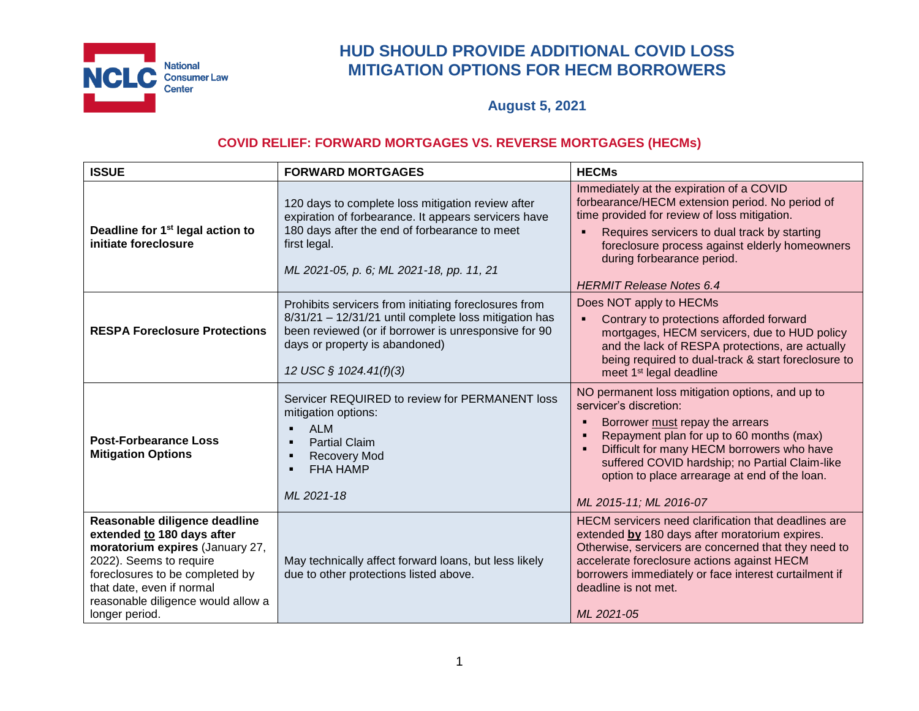NCLC National Consumer Law Center

# HUD SHOULD PROVIDE ADDITIONAL COVID LOSS MITIGATION OPTIONS FOR HECM BORROWERS

### August 5, 2021

## COVID RELIEF: FORWARD MORTGAGES VS. REVERSE MORTGAGES (HECMs)

| ISSUE | FORWARD MORTGAGES | HECMs |
|---|---|---|
| **Deadline for 1st legal action to initiate foreclosure** | 120 days to complete loss mitigation review after expiration of forbearance. It appears servicers have 180 days after the end of forbearance to meet first legal.<br><br>*ML 2021-05, p. 6; ML 2021-18, pp. 11, 21* | Immediately at the expiration of a COVID forbearance/HECM extension period. No period of time provided for review of loss mitigation.<br>▪ Requires servicers to dual track by starting foreclosure process against elderly homeowners during forbearance period.<br><br>*HERMIT Release Notes 6.4* |
| **RESPA Foreclosure Protections** | Prohibits servicers from initiating foreclosures from 8/31/21 – 12/31/21 until complete loss mitigation has been reviewed (or if borrower is unresponsive for 90 days or property is abandoned)<br><br>*12 USC § 1024.41(f)(3)* | Does NOT apply to HECMs<br>▪ Contrary to protections afforded forward mortgages, HECM servicers, due to HUD policy and the lack of RESPA protections, are actually being required to dual-track & start foreclosure to meet 1st legal deadline |
| **Post-Forbearance Loss Mitigation Options** | Servicer REQUIRED to review for PERMANENT loss mitigation options:<br>▪ ALM<br>▪ Partial Claim<br>▪ Recovery Mod<br>▪ FHA HAMP<br><br>*ML 2021-18* | NO permanent loss mitigation options, and up to servicer's discretion:<br>▪ Borrower must repay the arrears<br>▪ Repayment plan for up to 60 months (max)<br>▪ Difficult for many HECM borrowers who have suffered COVID hardship; no Partial Claim-like option to place arrearage at end of the loan.<br><br>*ML 2015-11; ML 2016-07* |
| **Reasonable diligence deadline extended to 180 days after moratorium expires** (January 27, 2022). Seems to require foreclosures to be completed by that date, even if normal reasonable diligence would allow a longer period. | May technically affect forward loans, but less likely due to other protections listed above. | HECM servicers need clarification that deadlines are extended **by** 180 days after moratorium expires. Otherwise, servicers are concerned that they need to accelerate foreclosure actions against HECM borrowers immediately or face interest curtailment if deadline is not met.<br><br>*ML 2021-05* |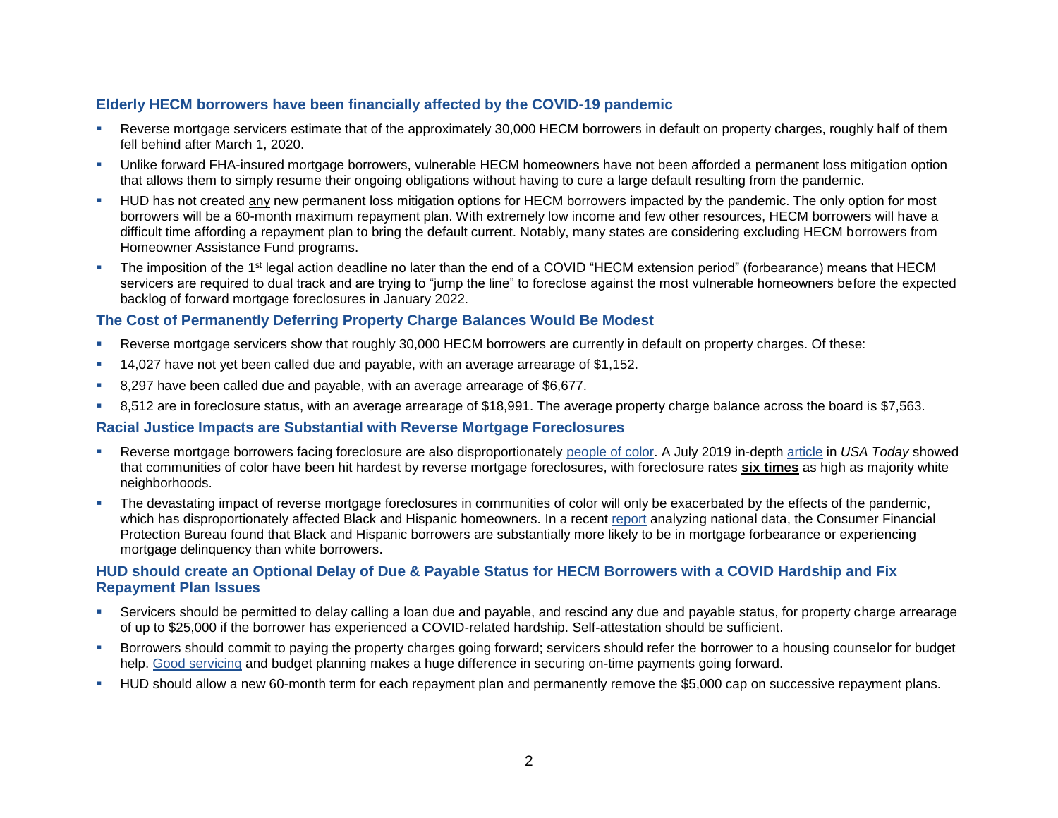## Elderly HECM borrowers have been financially affected by the COVID-19 pandemic

- Reverse mortgage servicers estimate that of the approximately 30,000 HECM borrowers in default on property charges, roughly half of them fell behind after March 1, 2020.
- Unlike forward FHA-insured mortgage borrowers, vulnerable HECM homeowners have not been afforded a permanent loss mitigation option that allows them to simply resume their ongoing obligations without having to cure a large default resulting from the pandemic.
- HUD has not created any new permanent loss mitigation options for HECM borrowers impacted by the pandemic. The only option for most borrowers will be a 60-month maximum repayment plan. With extremely low income and few other resources, HECM borrowers will have a difficult time affording a repayment plan to bring the default current. Notably, many states are considering excluding HECM borrowers from Homeowner Assistance Fund programs.
- The imposition of the 1st legal action deadline no later than the end of a COVID "HECM extension period" (forbearance) means that HECM servicers are required to dual track and are trying to "jump the line" to foreclose against the most vulnerable homeowners before the expected backlog of forward mortgage foreclosures in January 2022.

## The Cost of Permanently Deferring Property Charge Balances Would Be Modest

- Reverse mortgage servicers show that roughly 30,000 HECM borrowers are currently in default on property charges. Of these:
- 14,027 have not yet been called due and payable, with an average arrearage of $1,152.
- 8,297 have been called due and payable, with an average arrearage of $6,677.
- 8,512 are in foreclosure status, with an average arrearage of $18,991. The average property charge balance across the board is $7,563.

## Racial Justice Impacts are Substantial with Reverse Mortgage Foreclosures

- Reverse mortgage borrowers facing foreclosure are also disproportionately people of color. A July 2019 in-depth article in *USA Today* showed that communities of color have been hit hardest by reverse mortgage foreclosures, with foreclosure rates **six times** as high as majority white neighborhoods.
- The devastating impact of reverse mortgage foreclosures in communities of color will only be exacerbated by the effects of the pandemic, which has disproportionately affected Black and Hispanic homeowners. In a recent report analyzing national data, the Consumer Financial Protection Bureau found that Black and Hispanic borrowers are substantially more likely to be in mortgage forbearance or experiencing mortgage delinquency than white borrowers.

## HUD should create an Optional Delay of Due & Payable Status for HECM Borrowers with a COVID Hardship and Fix Repayment Plan Issues

- Servicers should be permitted to delay calling a loan due and payable, and rescind any due and payable status, for property charge arrearage of up to $25,000 if the borrower has experienced a COVID-related hardship. Self-attestation should be sufficient.
- Borrowers should commit to paying the property charges going forward; servicers should refer the borrower to a housing counselor for budget help. Good servicing and budget planning makes a huge difference in securing on-time payments going forward.
- HUD should allow a new 60-month term for each repayment plan and permanently remove the $5,000 cap on successive repayment plans.